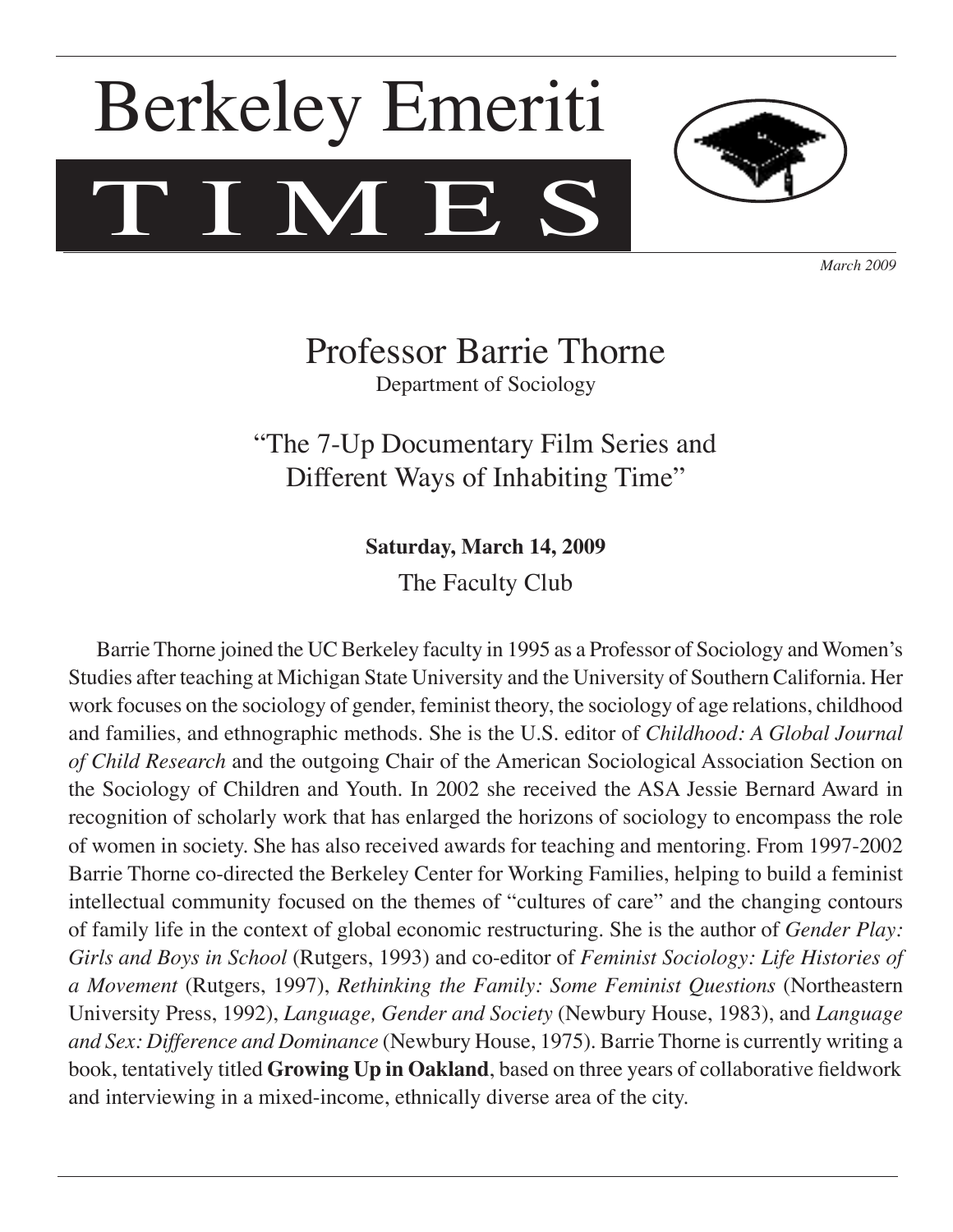# Berkeley Emeriti TIMES

*March 2009*

## Professor Barrie Thorne

Department of Sociology

### "The 7-Up Documentary Film Series and Different Ways of Inhabiting Time"

**Saturday, March 14, 2009**

The Faculty Club

Barrie Thorne joined the UC Berkeley faculty in 1995 as a Professor of Sociology and Women's Studies after teaching at Michigan State University and the University of Southern California. Her work focuses on the sociology of gender, feminist theory, the sociology of age relations, childhood and families, and ethnographic methods. She is the U.S. editor of *Childhood: A Global Journal of Child Research* and the outgoing Chair of the American Sociological Association Section on the Sociology of Children and Youth. In 2002 she received the ASA Jessie Bernard Award in recognition of scholarly work that has enlarged the horizons of sociology to encompass the role of women in society. She has also received awards for teaching and mentoring. From 1997-2002 Barrie Thorne co-directed the Berkeley Center for Working Families, helping to build a feminist intellectual community focused on the themes of "cultures of care" and the changing contours of family life in the context of global economic restructuring. She is the author of *Gender Play: Girls and Boys in School* (Rutgers, 1993) and co-editor of *Feminist Sociology: Life Histories of a Movement* (Rutgers, 1997), *Rethinking the Family: Some Feminist Questions* (Northeastern University Press, 1992), *Language, Gender and Society* (Newbury House, 1983), and *Language and Sex: Difference and Dominance* (Newbury House, 1975). Barrie Thorne is currently writing a book, tentatively titled **Growing Up in Oakland**, based on three years of collaborative fieldwork and interviewing in a mixed-income, ethnically diverse area of the city.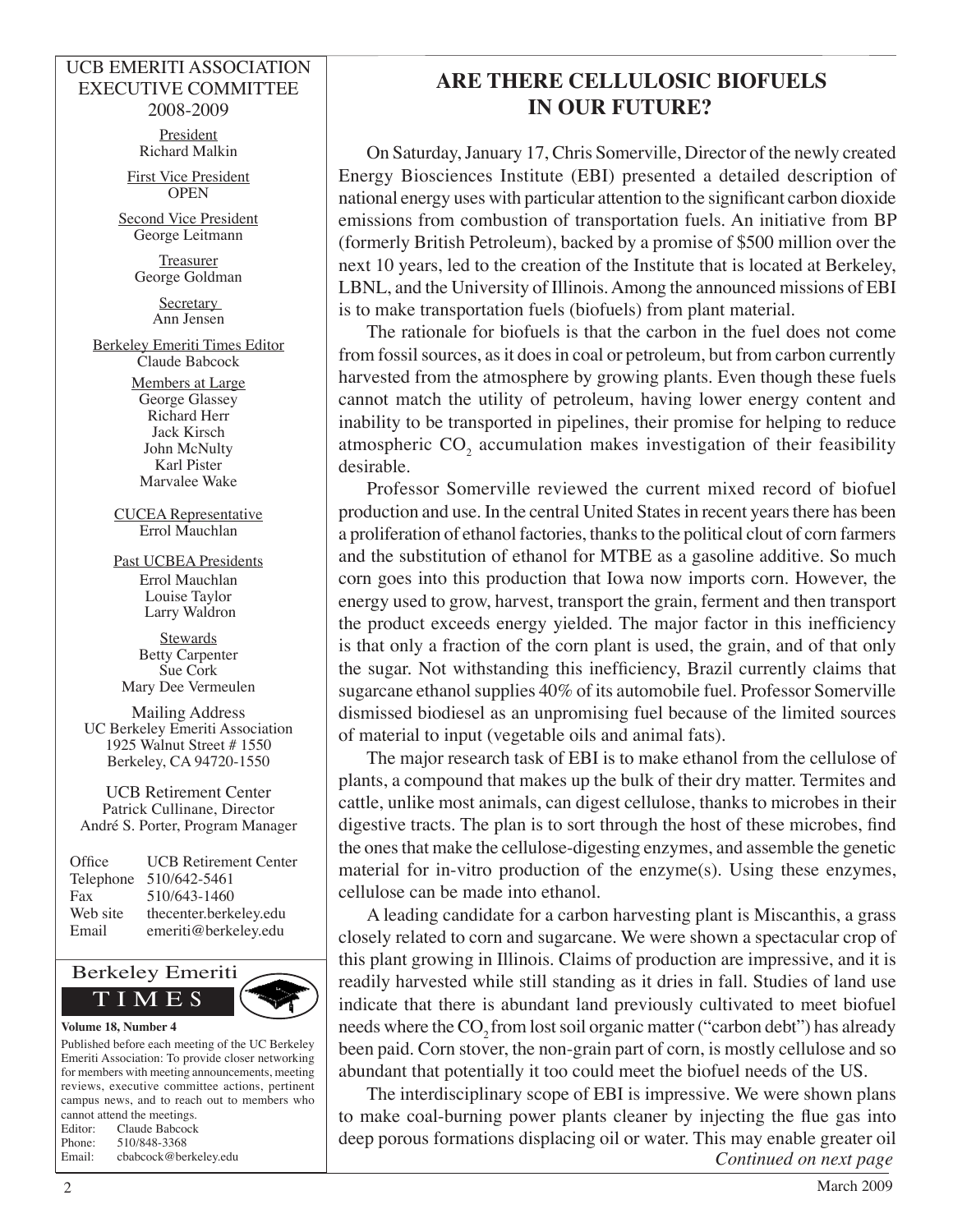UCB EMERITI ASSOCIATION
EXECUTIVE COMMITTEE
2008-2009

President
Richard Malkin

First Vice President
OPEN

Second Vice President
George Leitmann

Treasurer
George Goldman

Secretary
Ann Jensen

Berkeley Emeriti Times Editor
Claude Babcock

Members at Large
George Glassey
Richard Herr
Jack Kirsch
John McNulty
Karl Pister
Marvalee Wake

CUCEA Representative
Errol Mauchlan

Past UCBEA Presidents
Errol Mauchlan
Louise Taylor
Larry Waldron

Stewards
Betty Carpenter
Sue Cork
Mary Dee Vermeulen

Mailing Address
UC Berkeley Emeriti Association
1925 Walnut Street # 1550
Berkeley, CA 94720-1550

UCB Retirement Center
Patrick Cullinane, Director
André S. Porter, Program Manager

| | |
|---|---|
| Office | UCB Retirement Center |
| Telephone | 510/642-5461 |
| Fax | 510/643-1460 |
| Web site | thecenter.berkeley.edu |
| Email | emeriti@berkeley.edu |

Berkeley Emeriti TIMES

**Volume 18, Number 4**

Published before each meeting of the UC Berkeley Emeriti Association: To provide closer networking for members with meeting announcements, meeting reviews, executive committee actions, pertinent campus news, and to reach out to members who cannot attend the meetings.
Editor: Claude Babcock
Phone: 510/848-3368
Email: cbabcock@berkeley.edu

# ARE THERE CELLULOSIC BIOFUELS IN OUR FUTURE?

On Saturday, January 17, Chris Somerville, Director of the newly created Energy Biosciences Institute (EBI) presented a detailed description of national energy uses with particular attention to the significant carbon dioxide emissions from combustion of transportation fuels. An initiative from BP (formerly British Petroleum), backed by a promise of $500 million over the next 10 years, led to the creation of the Institute that is located at Berkeley, LBNL, and the University of Illinois. Among the announced missions of EBI is to make transportation fuels (biofuels) from plant material.

The rationale for biofuels is that the carbon in the fuel does not come from fossil sources, as it does in coal or petroleum, but from carbon currently harvested from the atmosphere by growing plants. Even though these fuels cannot match the utility of petroleum, having lower energy content and inability to be transported in pipelines, their promise for helping to reduce atmospheric $CO_2$ accumulation makes investigation of their feasibility desirable.

Professor Somerville reviewed the current mixed record of biofuel production and use. In the central United States in recent years there has been a proliferation of ethanol factories, thanks to the political clout of corn farmers and the substitution of ethanol for MTBE as a gasoline additive. So much corn goes into this production that Iowa now imports corn. However, the energy used to grow, harvest, transport the grain, ferment and then transport the product exceeds energy yielded. The major factor in this inefficiency is that only a fraction of the corn plant is used, the grain, and of that only the sugar. Not withstanding this inefficiency, Brazil currently claims that sugarcane ethanol supplies 40% of its automobile fuel. Professor Somerville dismissed biodiesel as an unpromising fuel because of the limited sources of material to input (vegetable oils and animal fats).

The major research task of EBI is to make ethanol from the cellulose of plants, a compound that makes up the bulk of their dry matter. Termites and cattle, unlike most animals, can digest cellulose, thanks to microbes in their digestive tracts. The plan is to sort through the host of these microbes, find the ones that make the cellulose-digesting enzymes, and assemble the genetic material for in-vitro production of the enzyme(s). Using these enzymes, cellulose can be made into ethanol.

A leading candidate for a carbon harvesting plant is Miscanthis, a grass closely related to corn and sugarcane. We were shown a spectacular crop of this plant growing in Illinois. Claims of production are impressive, and it is readily harvested while still standing as it dries in fall. Studies of land use indicate that there is abundant land previously cultivated to meet biofuel needs where the $CO_2$ from lost soil organic matter ("carbon debt") has already been paid. Corn stover, the non-grain part of corn, is mostly cellulose and so abundant that potentially it too could meet the biofuel needs of the US.

The interdisciplinary scope of EBI is impressive. We were shown plans to make coal-burning power plants cleaner by injecting the flue gas into deep porous formations displacing oil or water. This may enable greater oil

*Continued on next page*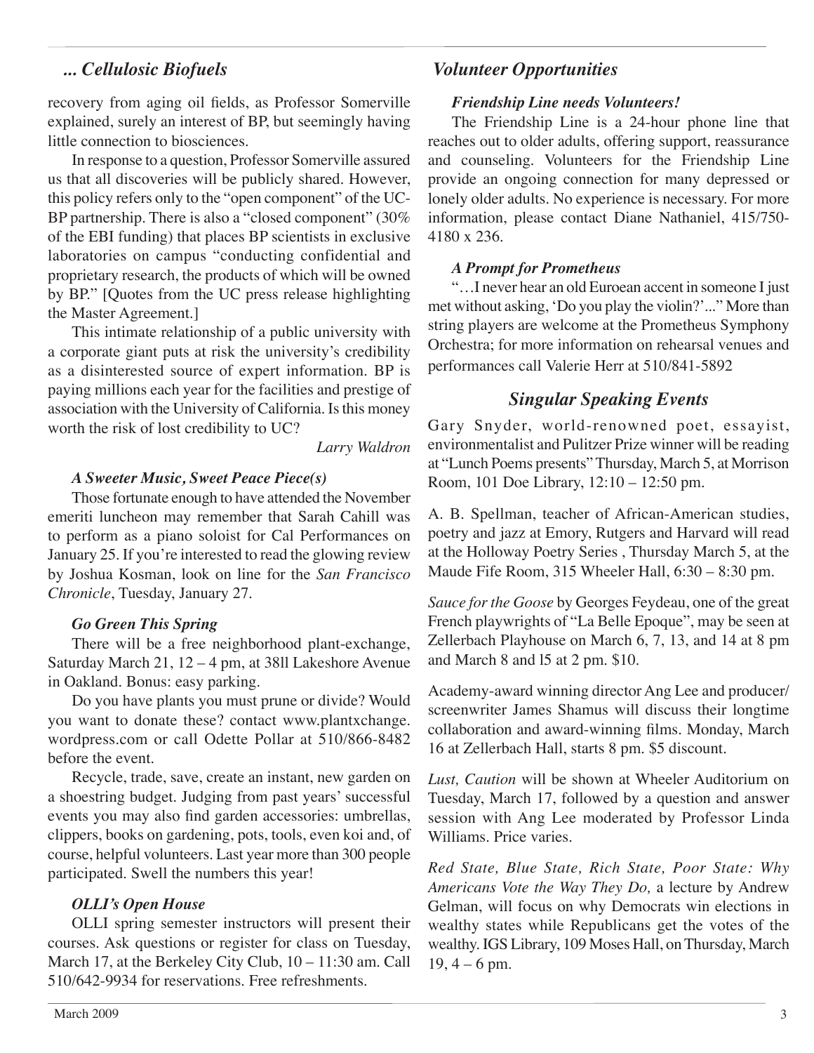## ... Cellulosic Biofuels

recovery from aging oil fields, as Professor Somerville explained, surely an interest of BP, but seemingly having little connection to biosciences.

In response to a question, Professor Somerville assured us that all discoveries will be publicly shared. However, this policy refers only to the "open component" of the UC-BP partnership. There is also a "closed component" (30% of the EBI funding) that places BP scientists in exclusive laboratories on campus "conducting confidential and proprietary research, the products of which will be owned by BP." [Quotes from the UC press release highlighting the Master Agreement.]

This intimate relationship of a public university with a corporate giant puts at risk the university's credibility as a disinterested source of expert information. BP is paying millions each year for the facilities and prestige of association with the University of California. Is this money worth the risk of lost credibility to UC?

*Larry Waldron*

### *A Sweeter Music, Sweet Peace Piece(s)*

Those fortunate enough to have attended the November emeriti luncheon may remember that Sarah Cahill was to perform as a piano soloist for Cal Performances on January 25. If you're interested to read the glowing review by Joshua Kosman, look on line for the *San Francisco Chronicle*, Tuesday, January 27.

### *Go Green This Spring*

There will be a free neighborhood plant-exchange, Saturday March 21, 12 – 4 pm, at 38ll Lakeshore Avenue in Oakland. Bonus: easy parking.

Do you have plants you must prune or divide? Would you want to donate these? contact www.plantxchange.wordpress.com or call Odette Pollar at 510/866-8482 before the event.

Recycle, trade, save, create an instant, new garden on a shoestring budget. Judging from past years' successful events you may also find garden accessories: umbrellas, clippers, books on gardening, pots, tools, even koi and, of course, helpful volunteers. Last year more than 300 people participated. Swell the numbers this year!

### *OLLI's Open House*

OLLI spring semester instructors will present their courses. Ask questions or register for class on Tuesday, March 17, at the Berkeley City Club, 10 – 11:30 am. Call 510/642-9934 for reservations. Free refreshments.

## Volunteer Opportunities

### *Friendship Line needs Volunteers!*

The Friendship Line is a 24-hour phone line that reaches out to older adults, offering support, reassurance and counseling. Volunteers for the Friendship Line provide an ongoing connection for many depressed or lonely older adults. No experience is necessary. For more information, please contact Diane Nathaniel, 415/750-4180 x 236.

### *A Prompt for Prometheus*

"…I never hear an old Euroean accent in someone I just met without asking, 'Do you play the violin?'..." More than string players are welcome at the Prometheus Symphony Orchestra; for more information on rehearsal venues and performances call Valerie Herr at 510/841-5892

## Singular Speaking Events

Gary Snyder, world-renowned poet, essayist, environmentalist and Pulitzer Prize winner will be reading at "Lunch Poems presents" Thursday, March 5, at Morrison Room, 101 Doe Library, 12:10 – 12:50 pm.

A. B. Spellman, teacher of African-American studies, poetry and jazz at Emory, Rutgers and Harvard will read at the Holloway Poetry Series , Thursday March 5, at the Maude Fife Room, 315 Wheeler Hall, 6:30 – 8:30 pm.

*Sauce for the Goose* by Georges Feydeau, one of the great French playwrights of "La Belle Epoque", may be seen at Zellerbach Playhouse on March 6, 7, 13, and 14 at 8 pm and March 8 and l5 at 2 pm. $10.

Academy-award winning director Ang Lee and producer/screenwriter James Shamus will discuss their longtime collaboration and award-winning films. Monday, March 16 at Zellerbach Hall, starts 8 pm. $5 discount.

*Lust, Caution* will be shown at Wheeler Auditorium on Tuesday, March 17, followed by a question and answer session with Ang Lee moderated by Professor Linda Williams. Price varies.

*Red State, Blue State, Rich State, Poor State: Why Americans Vote the Way They Do,* a lecture by Andrew Gelman, will focus on why Democrats win elections in wealthy states while Republicans get the votes of the wealthy. IGS Library, 109 Moses Hall, on Thursday, March 19, 4 – 6 pm.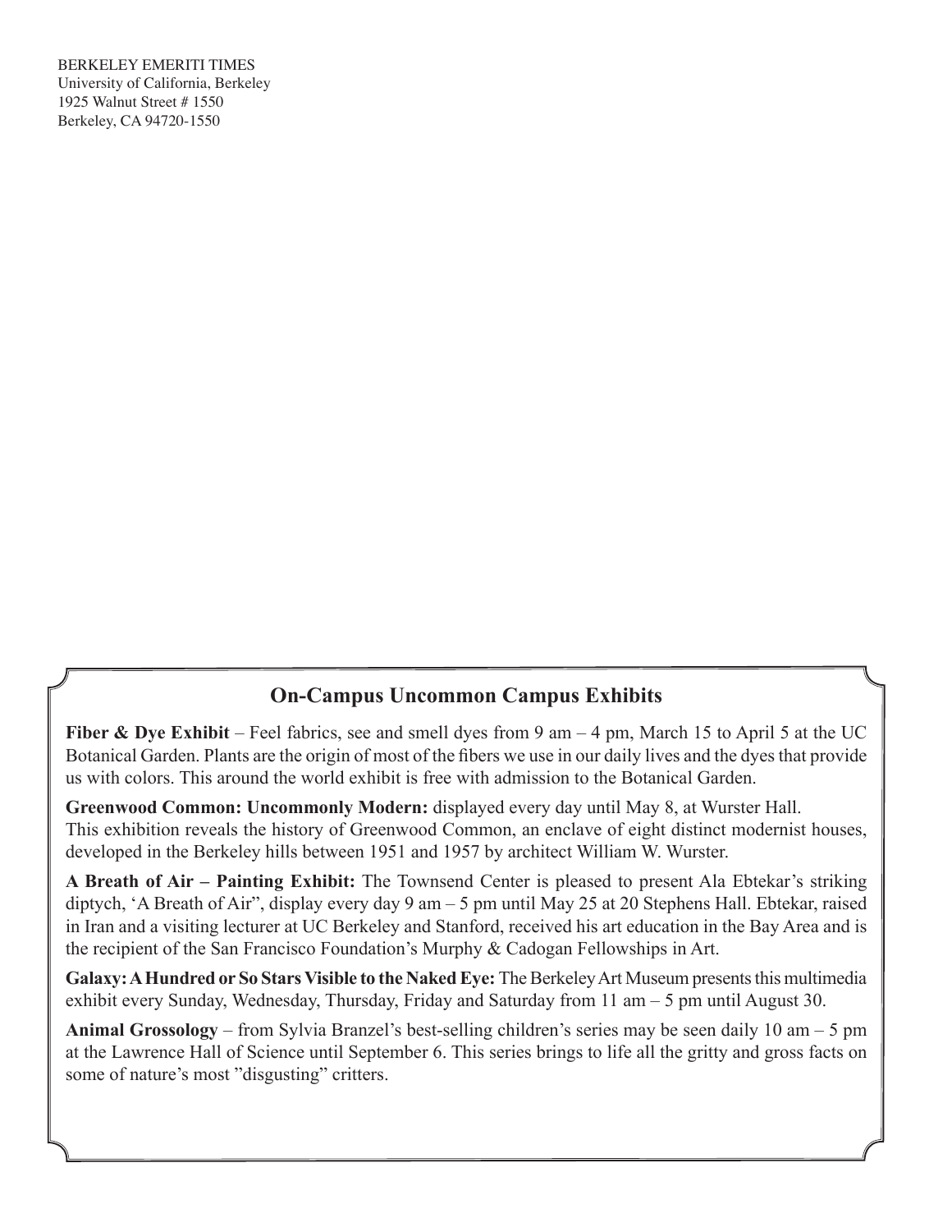BERKELEY EMERITI TIMES
University of California, Berkeley
1925 Walnut Street # 1550
Berkeley, CA 94720-1550

## On-Campus Uncommon Campus Exhibits

**Fiber & Dye Exhibit** – Feel fabrics, see and smell dyes from 9 am – 4 pm, March 15 to April 5 at the UC Botanical Garden. Plants are the origin of most of the fibers we use in our daily lives and the dyes that provide us with colors. This around the world exhibit is free with admission to the Botanical Garden.

**Greenwood Common: Uncommonly Modern:** displayed every day until May 8, at Wurster Hall. This exhibition reveals the history of Greenwood Common, an enclave of eight distinct modernist houses, developed in the Berkeley hills between 1951 and 1957 by architect William W. Wurster.

**A Breath of Air – Painting Exhibit:** The Townsend Center is pleased to present Ala Ebtekar's striking diptych, 'A Breath of Air", display every day 9 am – 5 pm until May 25 at 20 Stephens Hall. Ebtekar, raised in Iran and a visiting lecturer at UC Berkeley and Stanford, received his art education in the Bay Area and is the recipient of the San Francisco Foundation's Murphy & Cadogan Fellowships in Art.

**Galaxy: A Hundred or So Stars Visible to the Naked Eye:** The Berkeley Art Museum presents this multimedia exhibit every Sunday, Wednesday, Thursday, Friday and Saturday from 11 am – 5 pm until August 30.

**Animal Grossology** – from Sylvia Branzel's best-selling children's series may be seen daily 10 am – 5 pm at the Lawrence Hall of Science until September 6. This series brings to life all the gritty and gross facts on some of nature's most "disgusting" critters.